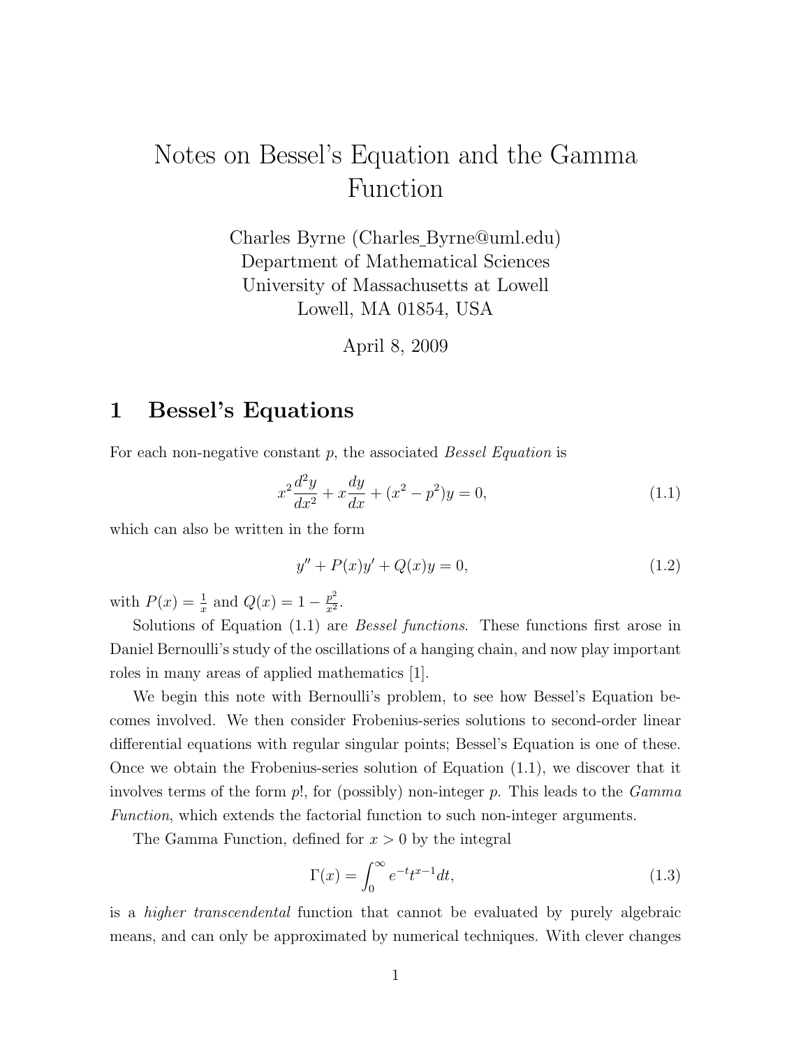# Notes on Bessel's Equation and the Gamma Function

Charles Byrne (Charles_Byrne@uml.edu)
Department of Mathematical Sciences
University of Massachusetts at Lowell
Lowell, MA 01854, USA

April 8, 2009

## 1 Bessel's Equations

For each non-negative constant $p$, the associated *Bessel Equation* is

$$x^2\frac{d^2y}{dx^2} + x\frac{dy}{dx} + (x^2 - p^2)y = 0, \tag{1.1}$$

which can also be written in the form

$$y'' + P(x)y' + Q(x)y = 0, \tag{1.2}$$

with $P(x) = \frac{1}{x}$ and $Q(x) = 1 - \frac{p^2}{x^2}$.

Solutions of Equation (1.1) are *Bessel functions*. These functions first arose in Daniel Bernoulli's study of the oscillations of a hanging chain, and now play important roles in many areas of applied mathematics [1].

We begin this note with Bernoulli's problem, to see how Bessel's Equation becomes involved. We then consider Frobenius-series solutions to second-order linear differential equations with regular singular points; Bessel's Equation is one of these. Once we obtain the Frobenius-series solution of Equation (1.1), we discover that it involves terms of the form $p!$, for (possibly) non-integer $p$. This leads to the *Gamma Function*, which extends the factorial function to such non-integer arguments.

The Gamma Function, defined for $x > 0$ by the integral

$$\Gamma(x) = \int_0^\infty e^{-t}t^{x-1}dt, \tag{1.3}$$

is a *higher transcendental* function that cannot be evaluated by purely algebraic means, and can only be approximated by numerical techniques. With clever changes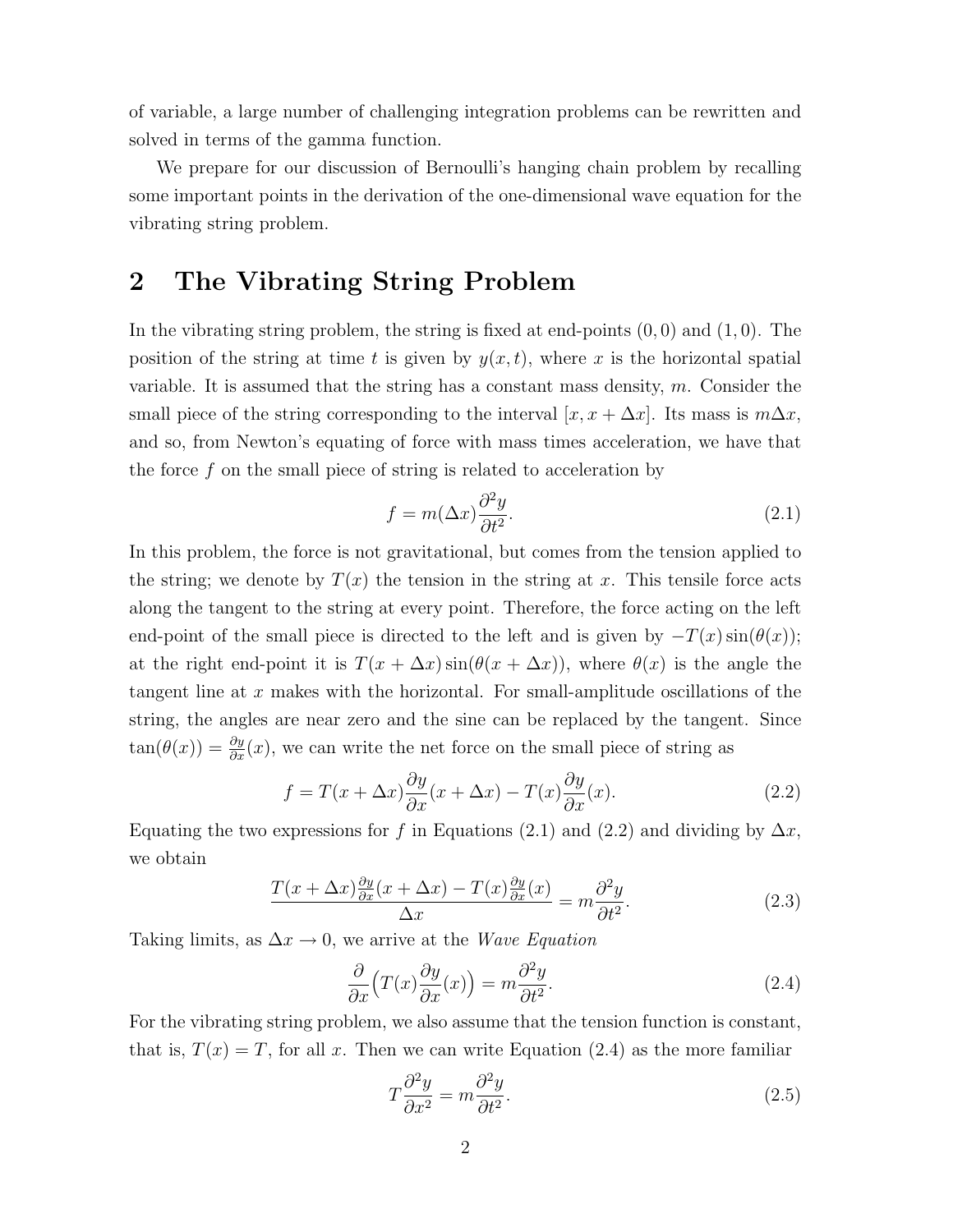of variable, a large number of challenging integration problems can be rewritten and solved in terms of the gamma function.

We prepare for our discussion of Bernoulli's hanging chain problem by recalling some important points in the derivation of the one-dimensional wave equation for the vibrating string problem.

## 2 The Vibrating String Problem

In the vibrating string problem, the string is fixed at end-points $(0, 0)$ and $(1, 0)$. The position of the string at time $t$ is given by $y(x, t)$, where $x$ is the horizontal spatial variable. It is assumed that the string has a constant mass density, $m$. Consider the small piece of the string corresponding to the interval $[x, x + \Delta x]$. Its mass is $m\Delta x$, and so, from Newton's equating of force with mass times acceleration, we have that the force $f$ on the small piece of string is related to acceleration by

$$f = m(\Delta x)\frac{\partial^2 y}{\partial t^2}. \tag{2.1}$$

In this problem, the force is not gravitational, but comes from the tension applied to the string; we denote by $T(x)$ the tension in the string at $x$. This tensile force acts along the tangent to the string at every point. Therefore, the force acting on the left end-point of the small piece is directed to the left and is given by $-T(x)\sin(\theta(x))$; at the right end-point it is $T(x + \Delta x)\sin(\theta(x + \Delta x))$, where $\theta(x)$ is the angle the tangent line at $x$ makes with the horizontal. For small-amplitude oscillations of the string, the angles are near zero and the sine can be replaced by the tangent. Since $\tan(\theta(x)) = \frac{\partial y}{\partial x}(x)$, we can write the net force on the small piece of string as

$$f = T(x + \Delta x)\frac{\partial y}{\partial x}(x + \Delta x) - T(x)\frac{\partial y}{\partial x}(x). \tag{2.2}$$

Equating the two expressions for $f$ in Equations (2.1) and (2.2) and dividing by $\Delta x$, we obtain

$$\frac{T(x + \Delta x)\frac{\partial y}{\partial x}(x + \Delta x) - T(x)\frac{\partial y}{\partial x}(x)}{\Delta x} = m\frac{\partial^2 y}{\partial t^2}. \tag{2.3}$$

Taking limits, as $\Delta x \to 0$, we arrive at the *Wave Equation*

$$\frac{\partial}{\partial x}\Big(T(x)\frac{\partial y}{\partial x}(x)\Big) = m\frac{\partial^2 y}{\partial t^2}. \tag{2.4}$$

For the vibrating string problem, we also assume that the tension function is constant, that is, $T(x) = T$, for all $x$. Then we can write Equation (2.4) as the more familiar

$$T\frac{\partial^2 y}{\partial x^2} = m\frac{\partial^2 y}{\partial t^2}. \tag{2.5}$$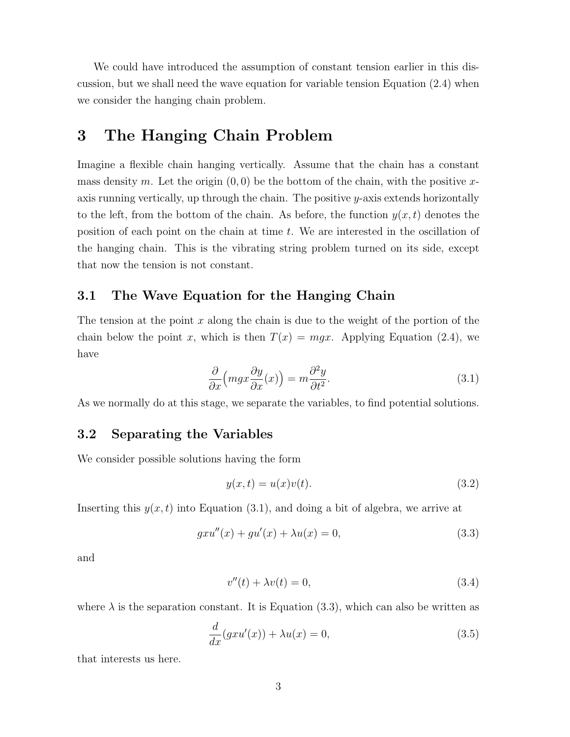We could have introduced the assumption of constant tension earlier in this discussion, but we shall need the wave equation for variable tension Equation (2.4) when we consider the hanging chain problem.

# 3 The Hanging Chain Problem

Imagine a flexible chain hanging vertically. Assume that the chain has a constant mass density $m$. Let the origin $(0, 0)$ be the bottom of the chain, with the positive $x$-axis running vertically, up through the chain. The positive $y$-axis extends horizontally to the left, from the bottom of the chain. As before, the function $y(x, t)$ denotes the position of each point on the chain at time $t$. We are interested in the oscillation of the hanging chain. This is the vibrating string problem turned on its side, except that now the tension is not constant.

## 3.1 The Wave Equation for the Hanging Chain

The tension at the point $x$ along the chain is due to the weight of the portion of the chain below the point $x$, which is then $T(x) = mgx$. Applying Equation (2.4), we have

$$\frac{\partial}{\partial x}\Big(mgx\frac{\partial y}{\partial x}(x)\Big) = m\frac{\partial^2 y}{\partial t^2}. \tag{3.1}$$

As we normally do at this stage, we separate the variables, to find potential solutions.

## 3.2 Separating the Variables

We consider possible solutions having the form

$$y(x, t) = u(x)v(t). \tag{3.2}$$

Inserting this $y(x, t)$ into Equation (3.1), and doing a bit of algebra, we arrive at

$$gxu''(x) + gu'(x) + \lambda u(x) = 0, \tag{3.3}$$

and

$$v''(t) + \lambda v(t) = 0, \tag{3.4}$$

where $\lambda$ is the separation constant. It is Equation (3.3), which can also be written as

$$\frac{d}{dx}(gxu'(x)) + \lambda u(x) = 0, \tag{3.5}$$

that interests us here.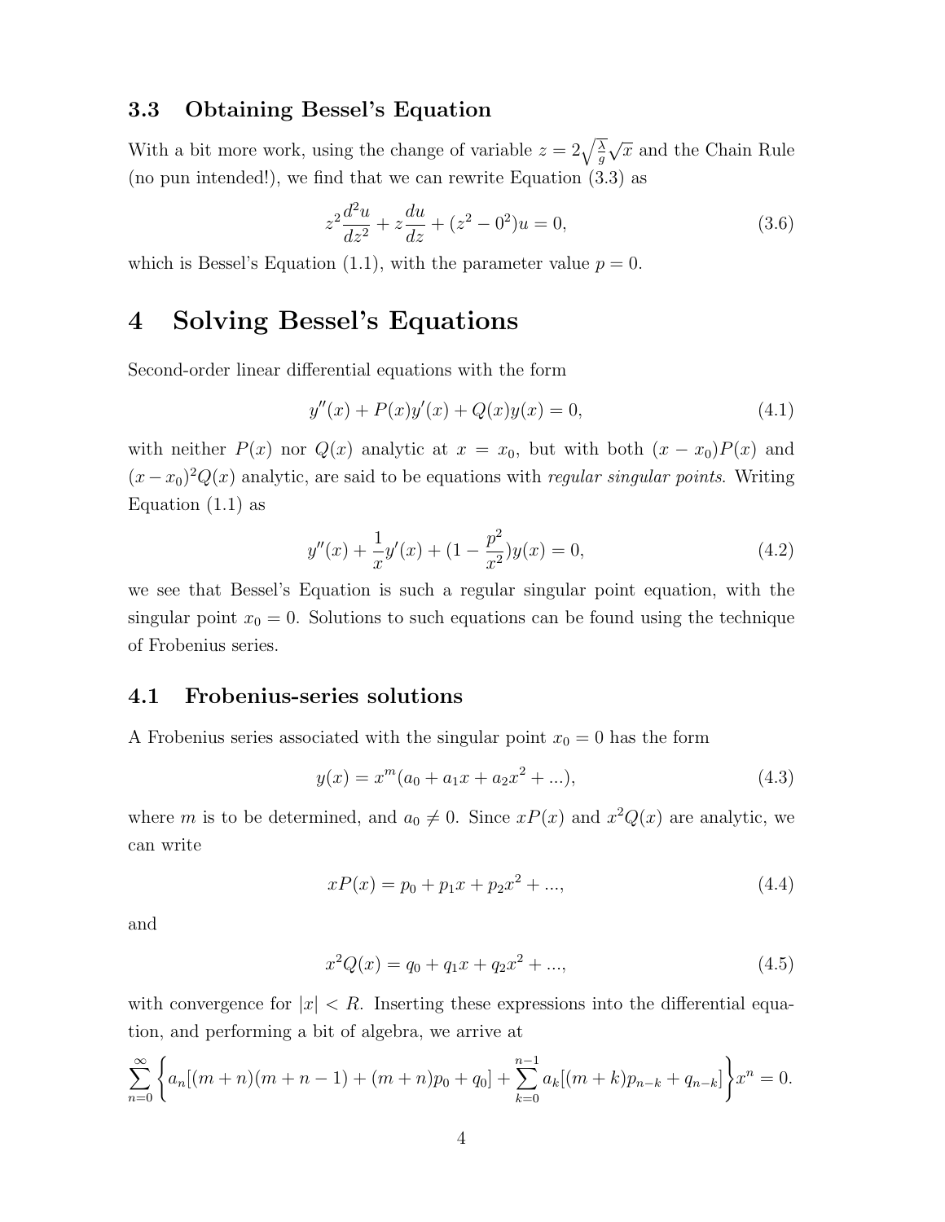### 3.3 Obtaining Bessel's Equation

With a bit more work, using the change of variable $z = 2\sqrt{\frac{\lambda}{g}}\sqrt{x}$ and the Chain Rule (no pun intended!), we find that we can rewrite Equation (3.3) as

$$z^2 \frac{d^2u}{dz^2} + z\frac{du}{dz} + (z^2 - 0^2)u = 0, \tag{3.6}$$

which is Bessel's Equation (1.1), with the parameter value $p = 0$.

# 4 Solving Bessel's Equations

Second-order linear differential equations with the form

$$y''(x) + P(x)y'(x) + Q(x)y(x) = 0, \tag{4.1}$$

with neither $P(x)$ nor $Q(x)$ analytic at $x = x_0$, but with both $(x - x_0)P(x)$ and $(x - x_0)^2 Q(x)$ analytic, are said to be equations with *regular singular points*. Writing Equation (1.1) as

$$y''(x) + \frac{1}{x}y'(x) + (1 - \frac{p^2}{x^2})y(x) = 0, \tag{4.2}$$

we see that Bessel's Equation is such a regular singular point equation, with the singular point $x_0 = 0$. Solutions to such equations can be found using the technique of Frobenius series.

## 4.1 Frobenius-series solutions

A Frobenius series associated with the singular point $x_0 = 0$ has the form

$$y(x) = x^m(a_0 + a_1 x + a_2 x^2 + ...), \tag{4.3}$$

where $m$ is to be determined, and $a_0 \neq 0$. Since $xP(x)$ and $x^2Q(x)$ are analytic, we can write

$$xP(x) = p_0 + p_1 x + p_2 x^2 + ..., \tag{4.4}$$

and

$$x^2 Q(x) = q_0 + q_1 x + q_2 x^2 + ..., \tag{4.5}$$

with convergence for $|x| < R$. Inserting these expressions into the differential equation, and performing a bit of algebra, we arrive at

$$\sum_{n=0}^{\infty} \left\{ a_n[(m+n)(m+n-1) + (m+n)p_0 + q_0] + \sum_{k=0}^{n-1} a_k[(m+k)p_{n-k} + q_{n-k}] \right\} x^n = 0.$$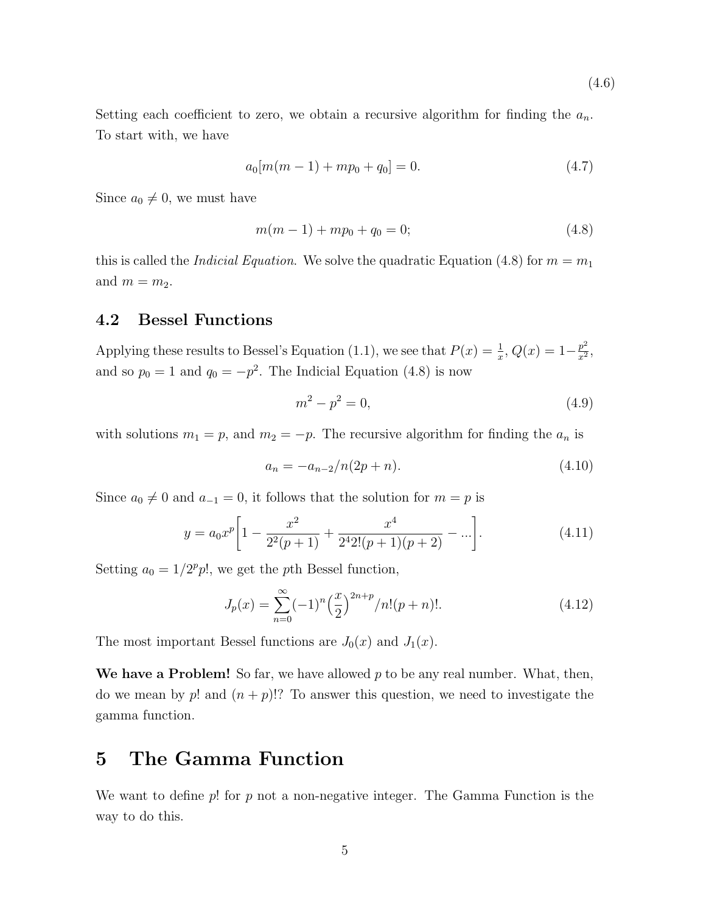(4.6)

Setting each coefficient to zero, we obtain a recursive algorithm for finding the $a_n$. To start with, we have

$$a_0[m(m-1) + mp_0 + q_0] = 0. \tag{4.7}$$

Since $a_0 \neq 0$, we must have

$$m(m-1) + mp_0 + q_0 = 0; \tag{4.8}$$

this is called the *Indicial Equation*. We solve the quadratic Equation (4.8) for $m = m_1$ and $m = m_2$.

## 4.2 Bessel Functions

Applying these results to Bessel's Equation (1.1), we see that $P(x) = \frac{1}{x}$, $Q(x) = 1 - \frac{p^2}{x^2}$, and so $p_0 = 1$ and $q_0 = -p^2$. The Indicial Equation (4.8) is now

$$m^2 - p^2 = 0, \tag{4.9}$$

with solutions $m_1 = p$, and $m_2 = -p$. The recursive algorithm for finding the $a_n$ is

$$a_n = -a_{n-2}/n(2p+n). \tag{4.10}$$

Since $a_0 \neq 0$ and $a_{-1} = 0$, it follows that the solution for $m = p$ is

$$y = a_0 x^p \left[1 - \frac{x^2}{2^2(p+1)} + \frac{x^4}{2^4 2!(p+1)(p+2)} - \dots\right]. \tag{4.11}$$

Setting $a_0 = 1/2^p p!$, we get the $p$th Bessel function,

$$J_p(x) = \sum_{n=0}^{\infty} (-1)^n \left(\frac{x}{2}\right)^{2n+p} / n!(p+n)!. \tag{4.12}$$

The most important Bessel functions are $J_0(x)$ and $J_1(x)$.

**We have a Problem!** So far, we have allowed $p$ to be any real number. What, then, do we mean by $p!$ and $(n+p)!$? To answer this question, we need to investigate the gamma function.

# 5 The Gamma Function

We want to define $p!$ for $p$ not a non-negative integer. The Gamma Function is the way to do this.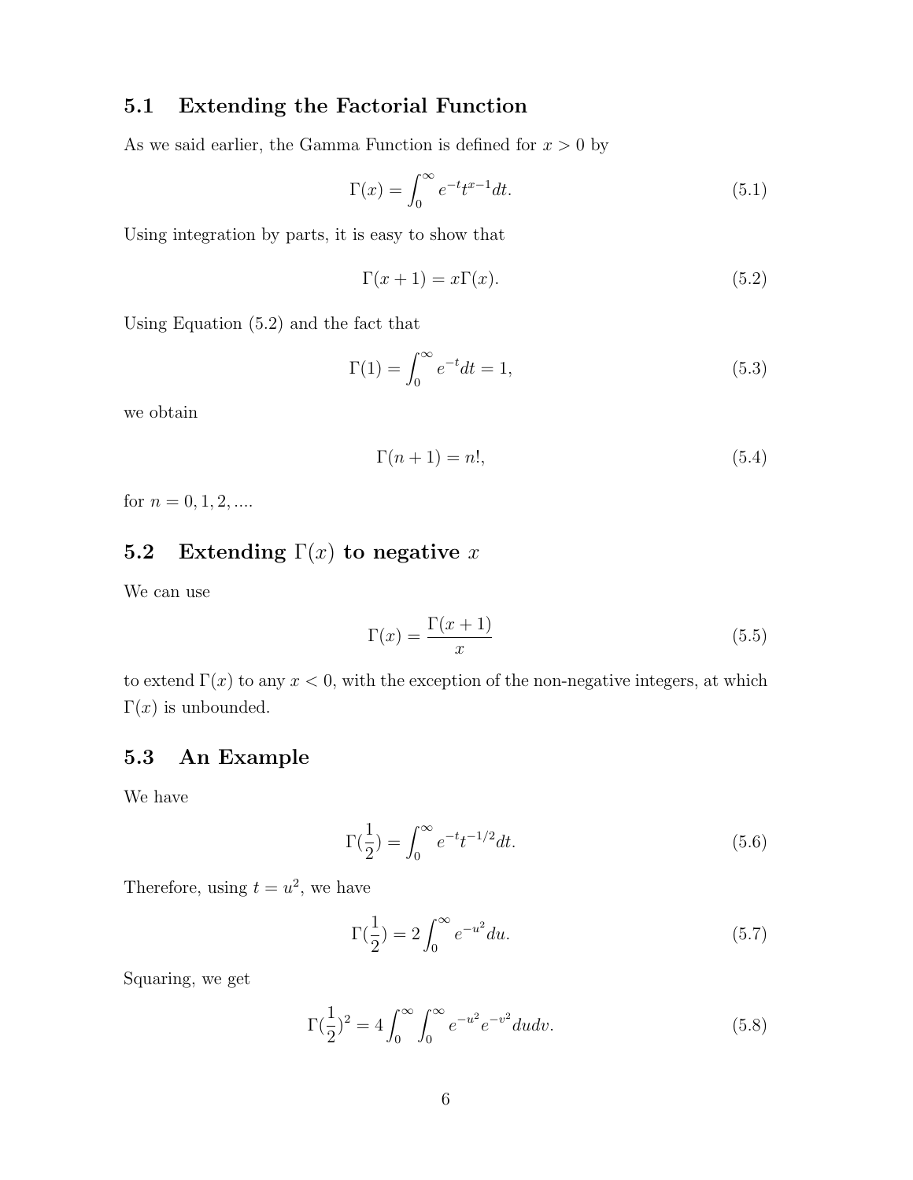## 5.1 Extending the Factorial Function

As we said earlier, the Gamma Function is defined for $x > 0$ by

$$\Gamma(x) = \int_0^\infty e^{-t} t^{x-1} dt. \tag{5.1}$$

Using integration by parts, it is easy to show that

$$\Gamma(x+1) = x\Gamma(x). \tag{5.2}$$

Using Equation (5.2) and the fact that

$$\Gamma(1) = \int_0^\infty e^{-t} dt = 1, \tag{5.3}$$

we obtain

$$\Gamma(n+1) = n!, \tag{5.4}$$

for $n = 0, 1, 2, ....$

## 5.2 Extending $\Gamma(x)$ to negative $x$

We can use

$$\Gamma(x) = \frac{\Gamma(x+1)}{x} \tag{5.5}$$

to extend $\Gamma(x)$ to any $x < 0$, with the exception of the non-negative integers, at which $\Gamma(x)$ is unbounded.

## 5.3 An Example

We have

$$\Gamma(\frac{1}{2}) = \int_0^\infty e^{-t} t^{-1/2} dt. \tag{5.6}$$

Therefore, using $t = u^2$, we have

$$\Gamma(\frac{1}{2}) = 2\int_0^\infty e^{-u^2} du. \tag{5.7}$$

Squaring, we get

$$\Gamma(\frac{1}{2})^2 = 4\int_0^\infty \int_0^\infty e^{-u^2} e^{-v^2} du dv. \tag{5.8}$$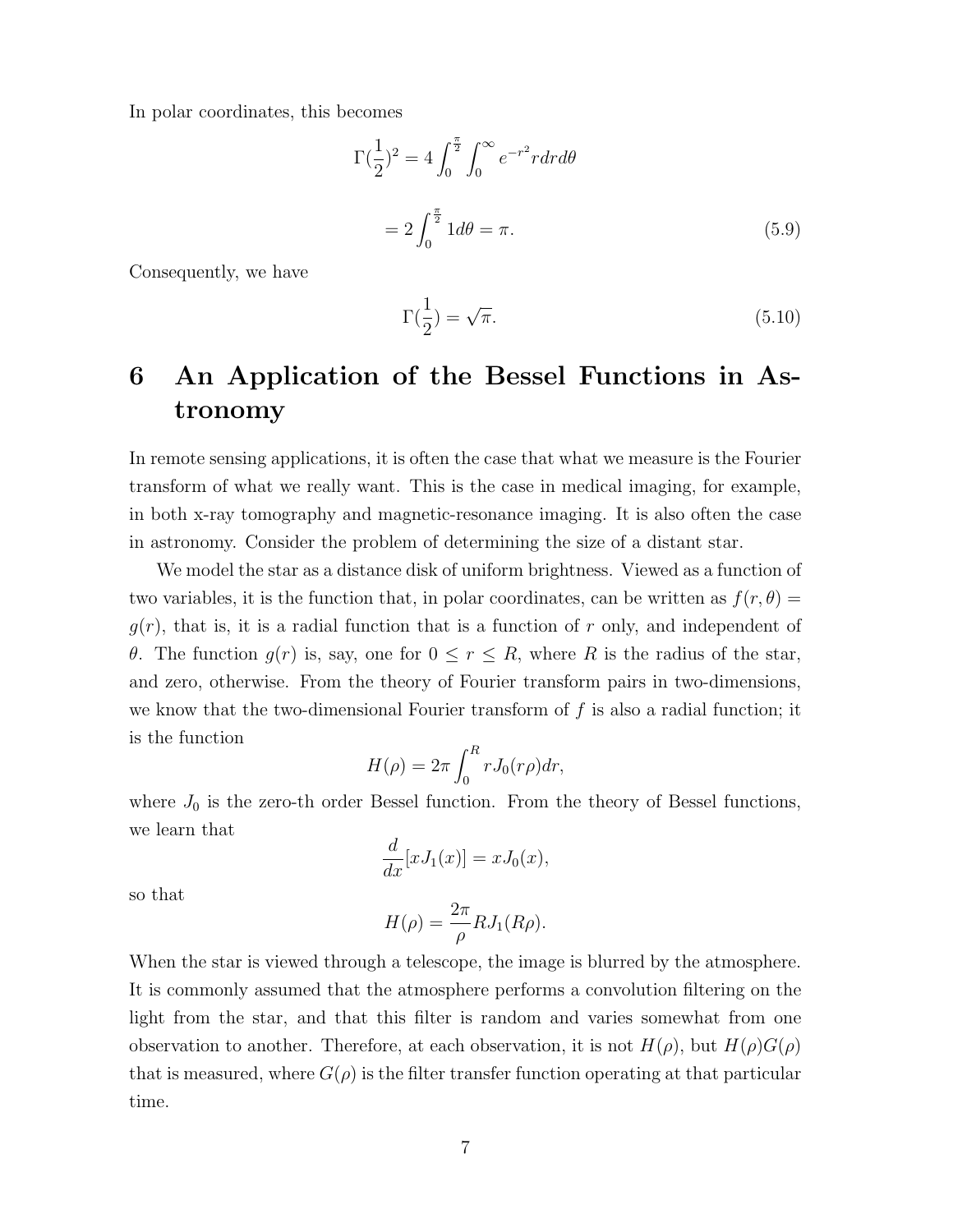In polar coordinates, this becomes

$$\Gamma(\frac{1}{2})^2 = 4\int_0^{\frac{\pi}{2}}\int_0^{\infty} e^{-r^2} r dr d\theta$$

$$= 2\int_0^{\frac{\pi}{2}} 1 d\theta = \pi. \tag{5.9}$$

Consequently, we have

$$\Gamma(\frac{1}{2}) = \sqrt{\pi}. \tag{5.10}$$

# 6 An Application of the Bessel Functions in Astronomy

In remote sensing applications, it is often the case that what we measure is the Fourier transform of what we really want. This is the case in medical imaging, for example, in both x-ray tomography and magnetic-resonance imaging. It is also often the case in astronomy. Consider the problem of determining the size of a distant star.

We model the star as a distance disk of uniform brightness. Viewed as a function of two variables, it is the function that, in polar coordinates, can be written as $f(r, \theta) = g(r)$, that is, it is a radial function that is a function of $r$ only, and independent of $\theta$. The function $g(r)$ is, say, one for $0 \le r \le R$, where $R$ is the radius of the star, and zero, otherwise. From the theory of Fourier transform pairs in two-dimensions, we know that the two-dimensional Fourier transform of $f$ is also a radial function; it is the function

$$H(\rho) = 2\pi \int_0^R r J_0(r\rho) dr,$$

where $J_0$ is the zero-th order Bessel function. From the theory of Bessel functions, we learn that

$$\frac{d}{dx}[x J_1(x)] = x J_0(x),$$

so that

$$H(\rho) = \frac{2\pi}{\rho} R J_1(R\rho).$$

When the star is viewed through a telescope, the image is blurred by the atmosphere. It is commonly assumed that the atmosphere performs a convolution filtering on the light from the star, and that this filter is random and varies somewhat from one observation to another. Therefore, at each observation, it is not $H(\rho)$, but $H(\rho)G(\rho)$ that is measured, where $G(\rho)$ is the filter transfer function operating at that particular time.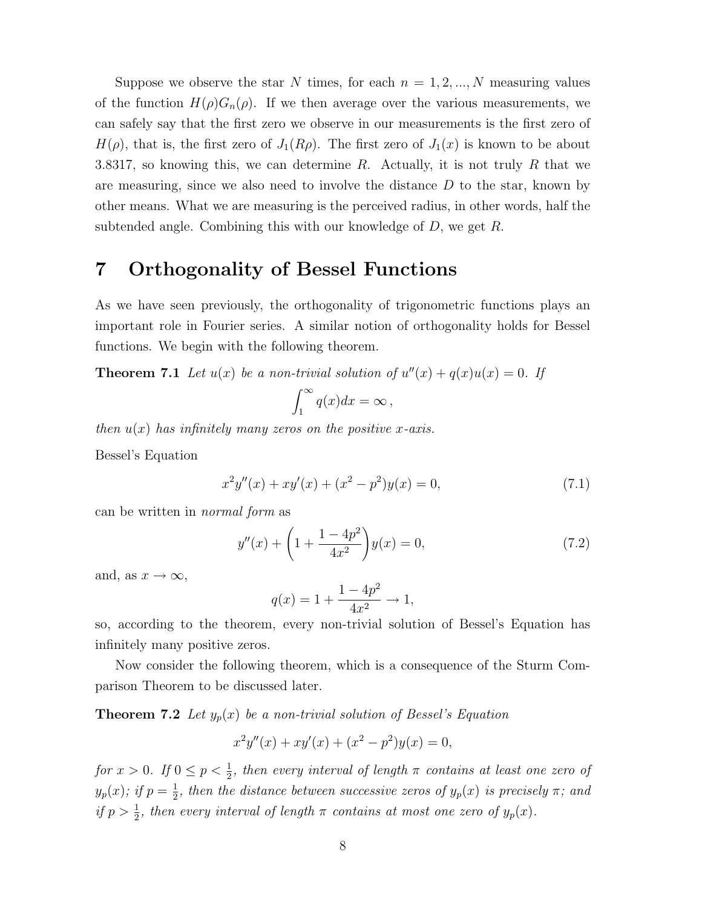Suppose we observe the star $N$ times, for each $n = 1, 2, ..., N$ measuring values of the function $H(\rho)G_n(\rho)$. If we then average over the various measurements, we can safely say that the first zero we observe in our measurements is the first zero of $H(\rho)$, that is, the first zero of $J_1(R\rho)$. The first zero of $J_1(x)$ is known to be about 3.8317, so knowing this, we can determine $R$. Actually, it is not truly $R$ that we are measuring, since we also need to involve the distance $D$ to the star, known by other means. What we are measuring is the perceived radius, in other words, half the subtended angle. Combining this with our knowledge of $D$, we get $R$.

# 7 Orthogonality of Bessel Functions

As we have seen previously, the orthogonality of trigonometric functions plays an important role in Fourier series. A similar notion of orthogonality holds for Bessel functions. We begin with the following theorem.

**Theorem 7.1** *Let $u(x)$ be a non-trivial solution of $u''(x) + q(x)u(x) = 0$. If*

$$\int_1^\infty q(x)dx = \infty\,,$$

*then $u(x)$ has infinitely many zeros on the positive $x$-axis.*

Bessel's Equation

$$x^2y''(x) + xy'(x) + (x^2 - p^2)y(x) = 0, \tag{7.1}$$

can be written in *normal form* as

$$y''(x) + \left(1 + \frac{1 - 4p^2}{4x^2}\right)y(x) = 0, \tag{7.2}$$

and, as $x \to \infty$,

$$q(x) = 1 + \frac{1 - 4p^2}{4x^2} \to 1,$$

so, according to the theorem, every non-trivial solution of Bessel's Equation has infinitely many positive zeros.

Now consider the following theorem, which is a consequence of the Sturm Comparison Theorem to be discussed later.

**Theorem 7.2** *Let $y_p(x)$ be a non-trivial solution of Bessel's Equation*

$$x^2y''(x) + xy'(x) + (x^2 - p^2)y(x) = 0,$$

*for $x > 0$. If $0 \leq p < \frac{1}{2}$, then every interval of length $\pi$ contains at least one zero of $y_p(x)$; if $p = \frac{1}{2}$, then the distance between successive zeros of $y_p(x)$ is precisely $\pi$; and if $p > \frac{1}{2}$, then every interval of length $\pi$ contains at most one zero of $y_p(x)$.*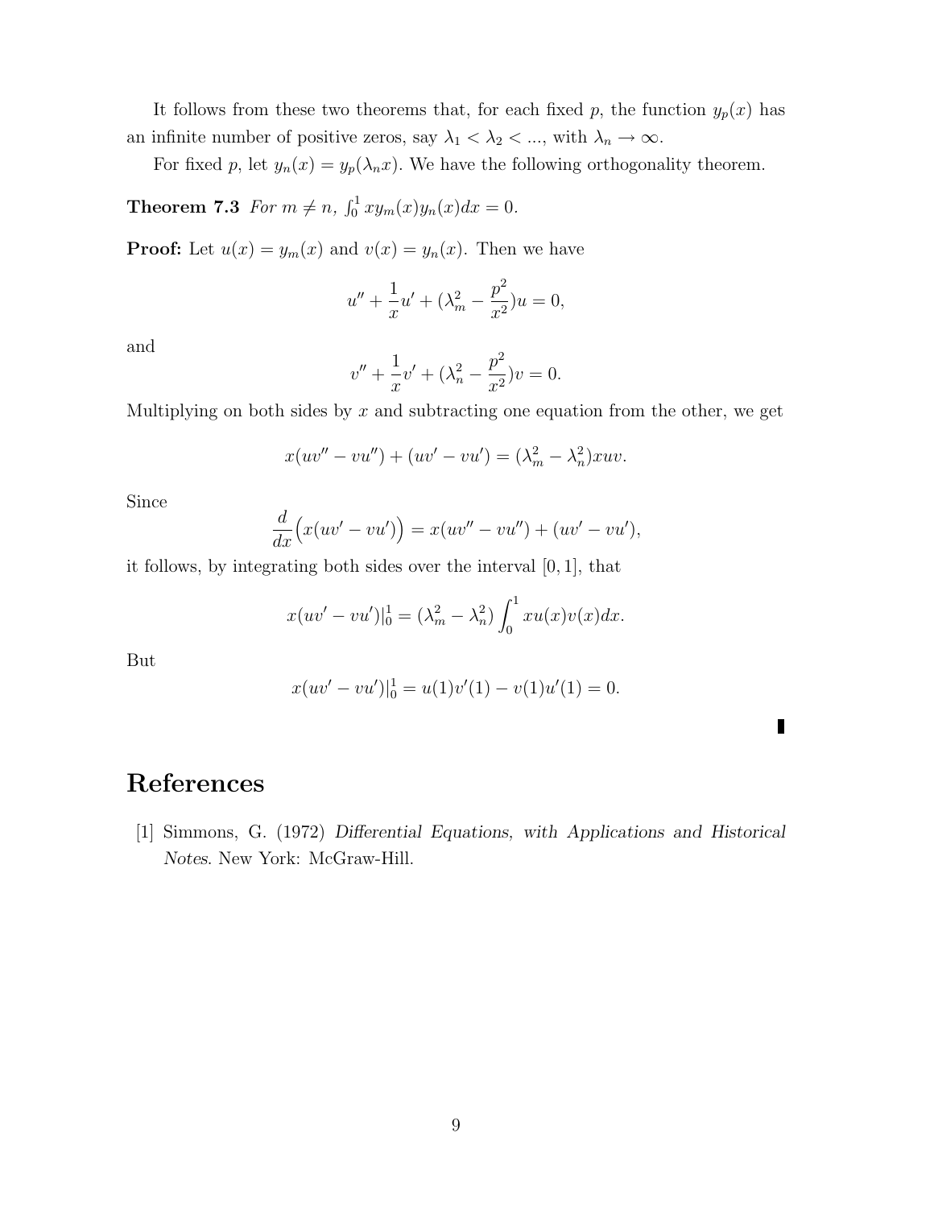It follows from these two theorems that, for each fixed $p$, the function $y_p(x)$ has an infinite number of positive zeros, say $\lambda_1 < \lambda_2 < ...$, with $\lambda_n \to \infty$.

For fixed $p$, let $y_n(x) = y_p(\lambda_n x)$. We have the following orthogonality theorem.

**Theorem 7.3** *For $m \neq n$, $\int_0^1 x y_m(x) y_n(x) dx = 0$.*

**Proof:** Let $u(x) = y_m(x)$ and $v(x) = y_n(x)$. Then we have

$$u'' + \frac{1}{x}u' + (\lambda_m^2 - \frac{p^2}{x^2})u = 0,$$

and

$$v'' + \frac{1}{x}v' + (\lambda_n^2 - \frac{p^2}{x^2})v = 0.$$

Multiplying on both sides by $x$ and subtracting one equation from the other, we get

$$x(uv'' - vu'') + (uv' - vu') = (\lambda_m^2 - \lambda_n^2)xuv.$$

Since

$$\frac{d}{dx}\Big(x(uv' - vu')\Big) = x(uv'' - vu'') + (uv' - vu'),$$

it follows, by integrating both sides over the interval $[0, 1]$, that

$$x(uv' - vu')|_0^1 = (\lambda_m^2 - \lambda_n^2) \int_0^1 xu(x)v(x)dx.$$

But

$$x(uv' - vu')|_0^1 = u(1)v'(1) - v(1)u'(1) = 0.$$

∎

# References

[1] Simmons, G. (1972) *Differential Equations, with Applications and Historical Notes*. New York: McGraw-Hill.